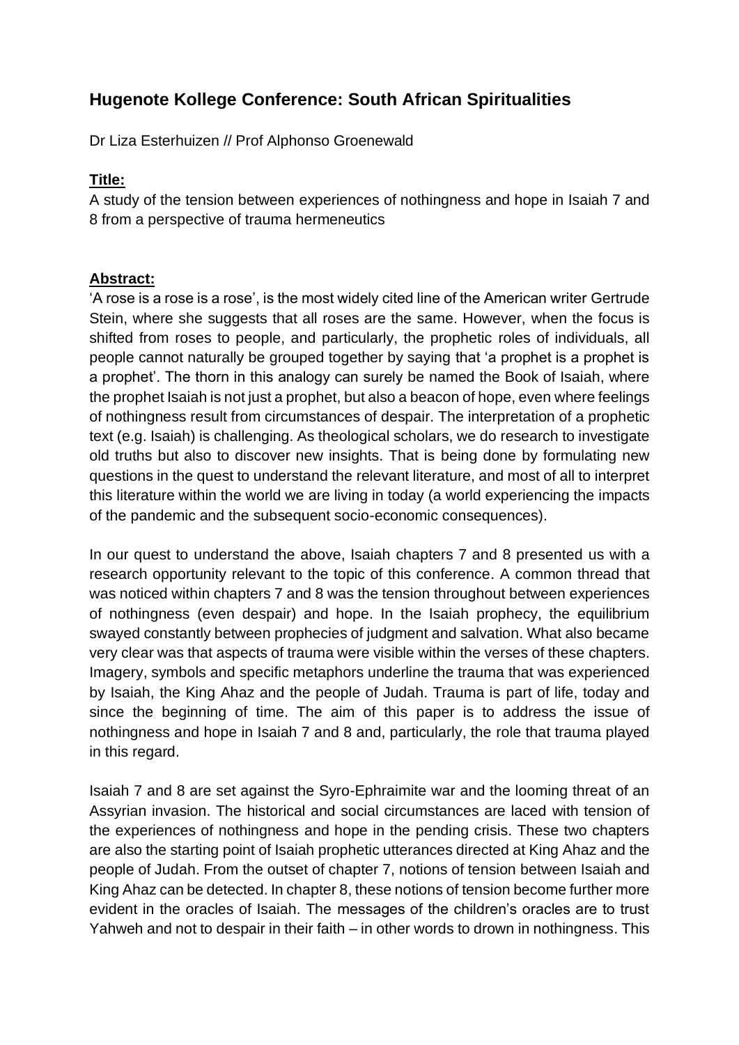# Hugenote Kollege Conference: South African Spiritualities

Dr Liza Esterhuizen // Prof Alphonso Groenewald

**Title:**

A study of the tension between experiences of nothingness and hope in Isaiah 7 and 8 from a perspective of trauma hermeneutics

**Abstract:**

'A rose is a rose is a rose', is the most widely cited line of the American writer Gertrude Stein, where she suggests that all roses are the same. However, when the focus is shifted from roses to people, and particularly, the prophetic roles of individuals, all people cannot naturally be grouped together by saying that 'a prophet is a prophet is a prophet'. The thorn in this analogy can surely be named the Book of Isaiah, where the prophet Isaiah is not just a prophet, but also a beacon of hope, even where feelings of nothingness result from circumstances of despair. The interpretation of a prophetic text (e.g. Isaiah) is challenging. As theological scholars, we do research to investigate old truths but also to discover new insights. That is being done by formulating new questions in the quest to understand the relevant literature, and most of all to interpret this literature within the world we are living in today (a world experiencing the impacts of the pandemic and the subsequent socio-economic consequences).

In our quest to understand the above, Isaiah chapters 7 and 8 presented us with a research opportunity relevant to the topic of this conference. A common thread that was noticed within chapters 7 and 8 was the tension throughout between experiences of nothingness (even despair) and hope. In the Isaiah prophecy, the equilibrium swayed constantly between prophecies of judgment and salvation. What also became very clear was that aspects of trauma were visible within the verses of these chapters. Imagery, symbols and specific metaphors underline the trauma that was experienced by Isaiah, the King Ahaz and the people of Judah. Trauma is part of life, today and since the beginning of time. The aim of this paper is to address the issue of nothingness and hope in Isaiah 7 and 8 and, particularly, the role that trauma played in this regard.

Isaiah 7 and 8 are set against the Syro-Ephraimite war and the looming threat of an Assyrian invasion. The historical and social circumstances are laced with tension of the experiences of nothingness and hope in the pending crisis. These two chapters are also the starting point of Isaiah prophetic utterances directed at King Ahaz and the people of Judah. From the outset of chapter 7, notions of tension between Isaiah and King Ahaz can be detected. In chapter 8, these notions of tension become further more evident in the oracles of Isaiah. The messages of the children's oracles are to trust Yahweh and not to despair in their faith – in other words to drown in nothingness. This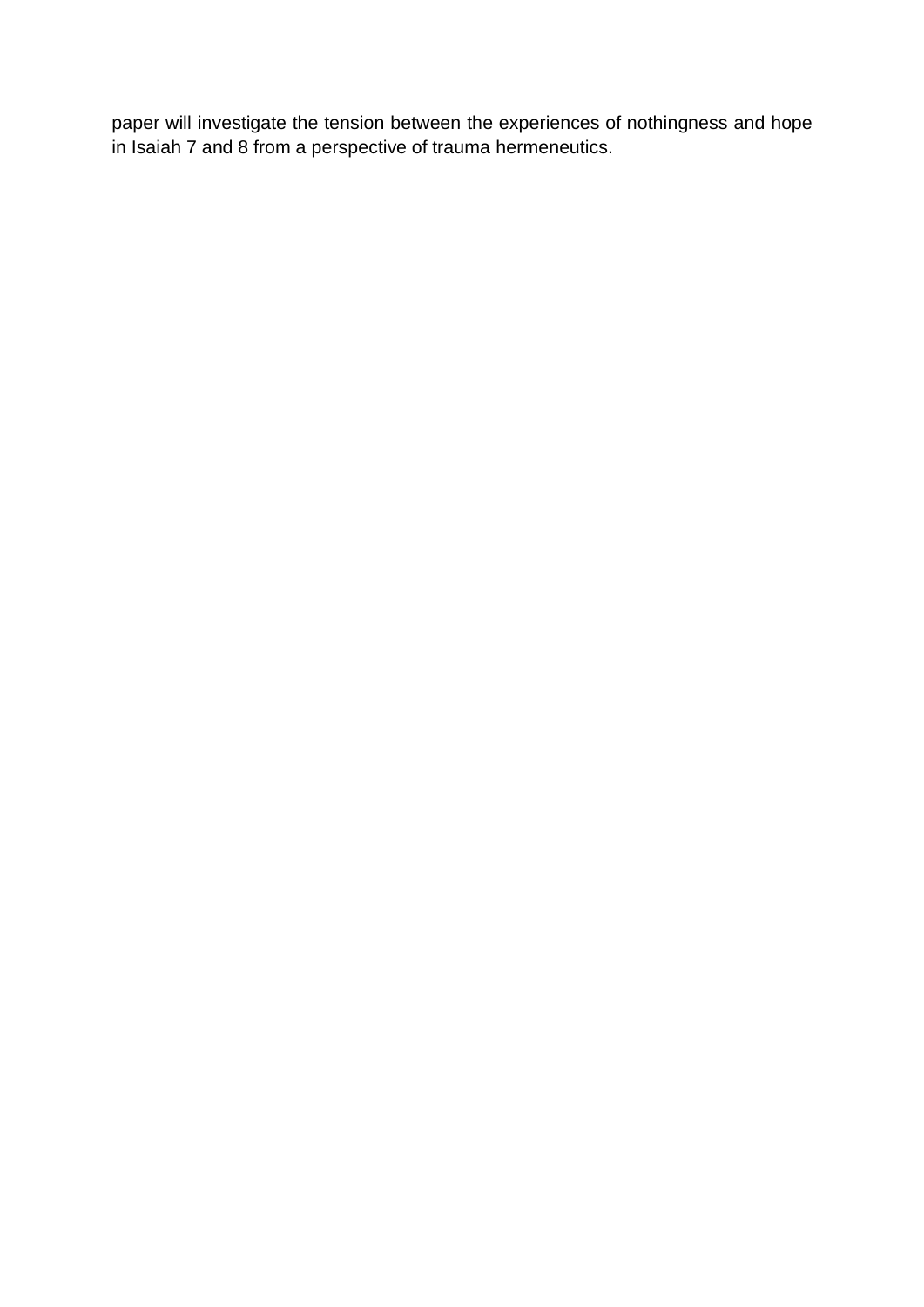paper will investigate the tension between the experiences of nothingness and hope in Isaiah 7 and 8 from a perspective of trauma hermeneutics.